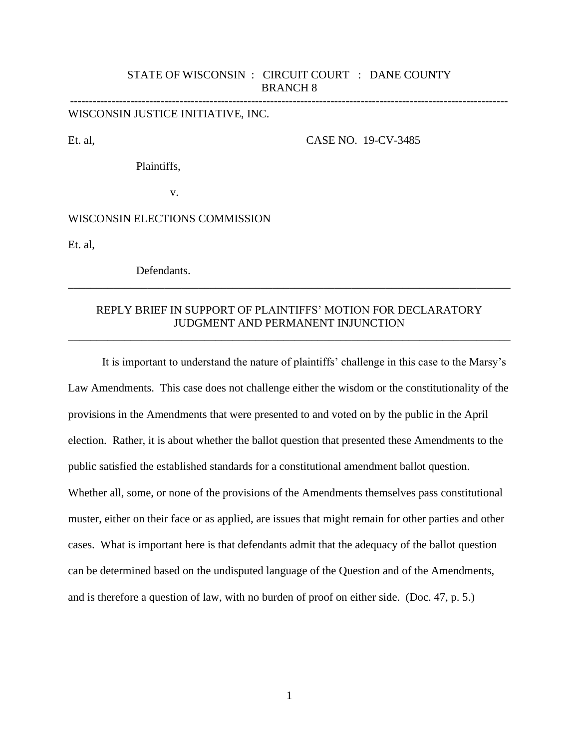STATE OF WISCONSIN : CIRCUIT COURT : DANE COUNTY
BRANCH 8

---

WISCONSIN JUSTICE INITIATIVE, INC.

Et. al, CASE NO. 19-CV-3485

Plaintiffs,

v.

WISCONSIN ELECTIONS COMMISSION

Et. al,

Defendants.

---

## REPLY BRIEF IN SUPPORT OF PLAINTIFFS' MOTION FOR DECLARATORY JUDGMENT AND PERMANENT INJUNCTION

---

It is important to understand the nature of plaintiffs' challenge in this case to the Marsy's Law Amendments. This case does not challenge either the wisdom or the constitutionality of the provisions in the Amendments that were presented to and voted on by the public in the April election. Rather, it is about whether the ballot question that presented these Amendments to the public satisfied the established standards for a constitutional amendment ballot question. Whether all, some, or none of the provisions of the Amendments themselves pass constitutional muster, either on their face or as applied, are issues that might remain for other parties and other cases. What is important here is that defendants admit that the adequacy of the ballot question can be determined based on the undisputed language of the Question and of the Amendments, and is therefore a question of law, with no burden of proof on either side. (Doc. 47, p. 5.)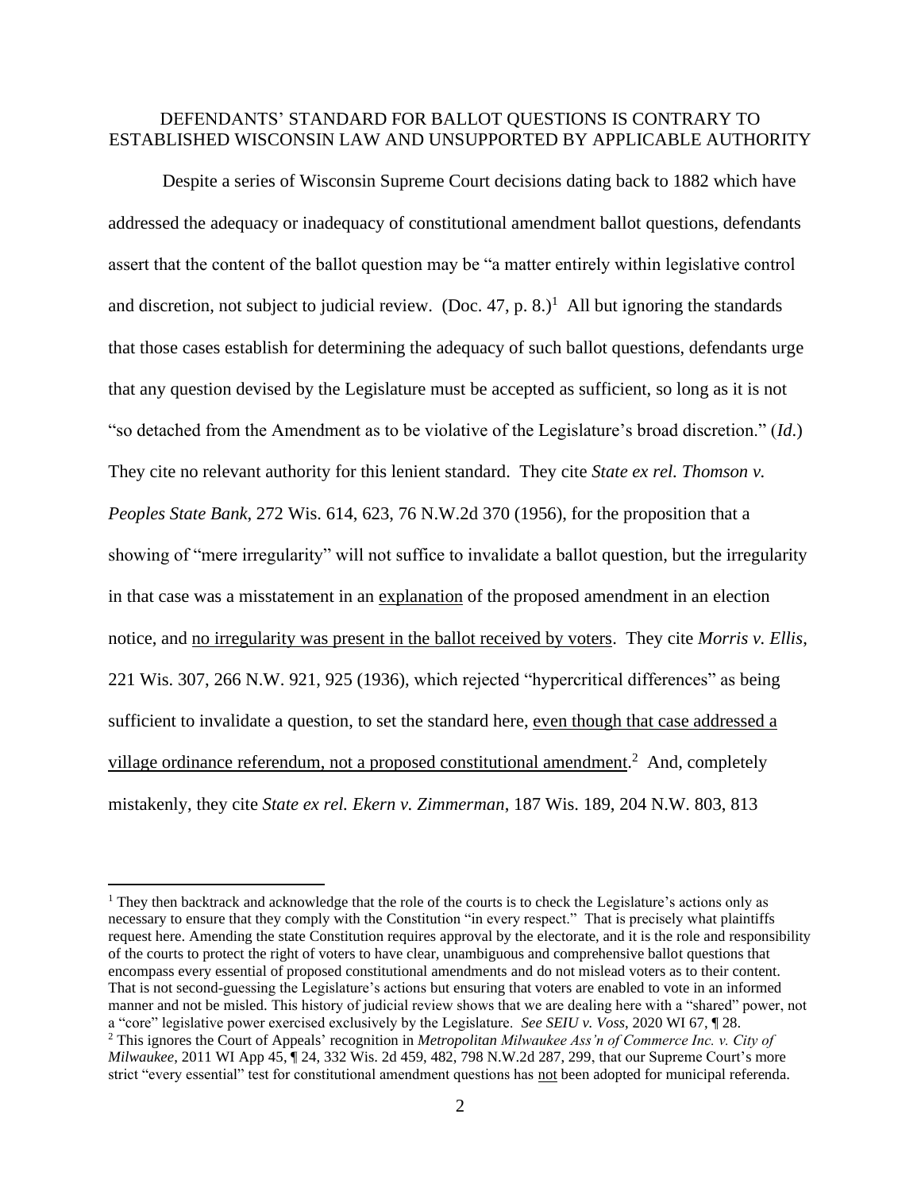## DEFENDANTS' STANDARD FOR BALLOT QUESTIONS IS CONTRARY TO ESTABLISHED WISCONSIN LAW AND UNSUPPORTED BY APPLICABLE AUTHORITY

Despite a series of Wisconsin Supreme Court decisions dating back to 1882 which have addressed the adequacy or inadequacy of constitutional amendment ballot questions, defendants assert that the content of the ballot question may be "a matter entirely within legislative control and discretion, not subject to judicial review. (Doc. 47, p. 8.)[1] All but ignoring the standards that those cases establish for determining the adequacy of such ballot questions, defendants urge that any question devised by the Legislature must be accepted as sufficient, so long as it is not "so detached from the Amendment as to be violative of the Legislature's broad discretion." (*Id.*) They cite no relevant authority for this lenient standard. They cite *State ex rel. Thomson v. Peoples State Bank*, 272 Wis. 614, 623, 76 N.W.2d 370 (1956), for the proposition that a showing of "mere irregularity" will not suffice to invalidate a ballot question, but the irregularity in that case was a misstatement in an <u>explanation</u> of the proposed amendment in an election notice, and <u>no irregularity was present in the ballot received by voters</u>. They cite *Morris v. Ellis*, 221 Wis. 307, 266 N.W. 921, 925 (1936), which rejected "hypercritical differences" as being sufficient to invalidate a question, to set the standard here, <u>even though that case addressed a village ordinance referendum, not a proposed constitutional amendment</u>.[2] And, completely mistakenly, they cite *State ex rel. Ekern v. Zimmerman*, 187 Wis. 189, 204 N.W. 803, 813

---

[1] They then backtrack and acknowledge that the role of the courts is to check the Legislature's actions only as necessary to ensure that they comply with the Constitution "in every respect." That is precisely what plaintiffs request here. Amending the state Constitution requires approval by the electorate, and it is the role and responsibility of the courts to protect the right of voters to have clear, unambiguous and comprehensive ballot questions that encompass every essential of proposed constitutional amendments and do not mislead voters as to their content. That is not second-guessing the Legislature's actions but ensuring that voters are enabled to vote in an informed manner and not be misled. This history of judicial review shows that we are dealing here with a "shared" power, not a "core" legislative power exercised exclusively by the Legislature. *See SEIU v. Voss*, 2020 WI 67, ¶ 28.

[2] This ignores the Court of Appeals' recognition in *Metropolitan Milwaukee Ass'n of Commerce Inc. v. City of Milwaukee*, 2011 WI App 45, ¶ 24, 332 Wis. 2d 459, 482, 798 N.W.2d 287, 299, that our Supreme Court's more strict "every essential" test for constitutional amendment questions has <u>not</u> been adopted for municipal referenda.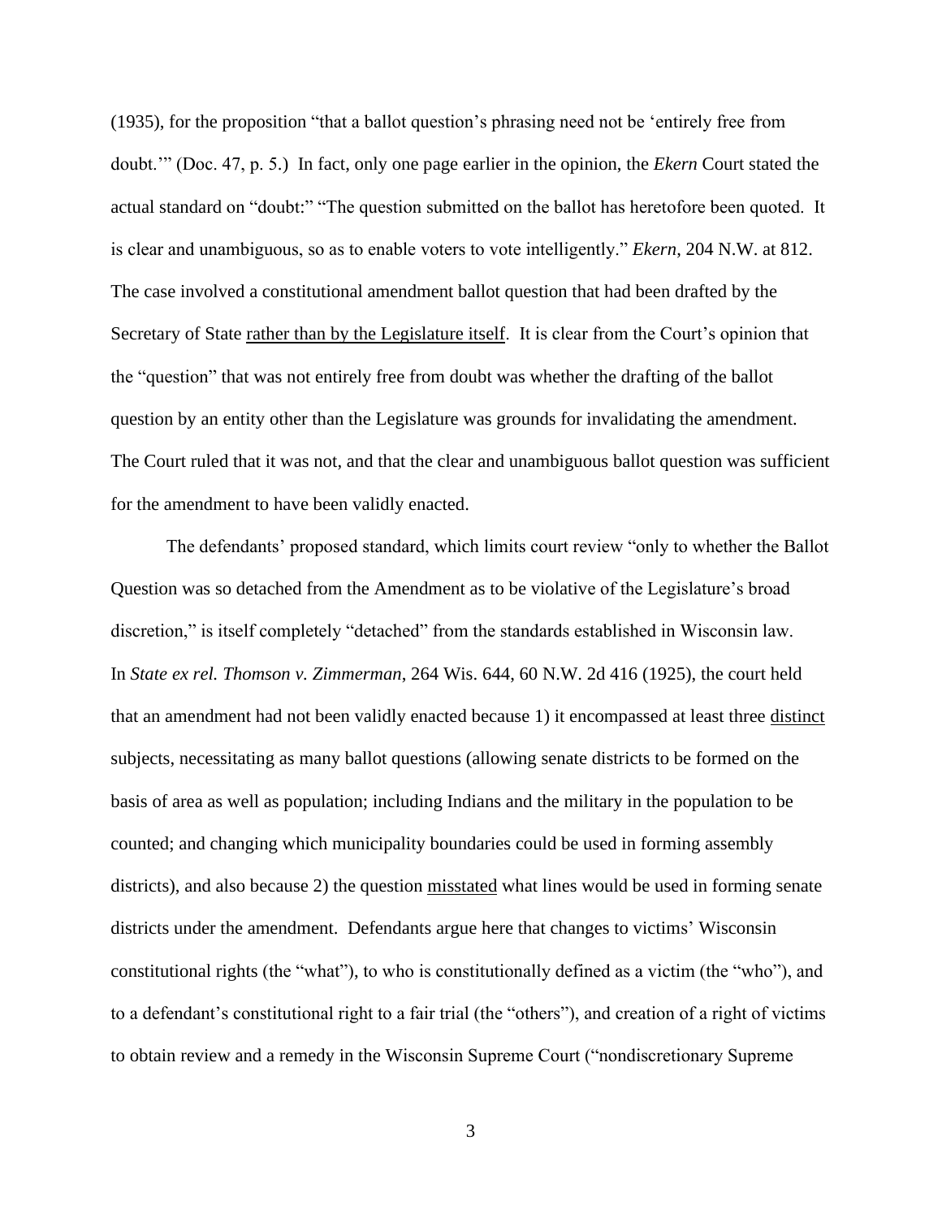(1935), for the proposition "that a ballot question's phrasing need not be 'entirely free from doubt.'" (Doc. 47, p. 5.) In fact, only one page earlier in the opinion, the *Ekern* Court stated the actual standard on "doubt:" "The question submitted on the ballot has heretofore been quoted. It is clear and unambiguous, so as to enable voters to vote intelligently." *Ekern*, 204 N.W. at 812. The case involved a constitutional amendment ballot question that had been drafted by the Secretary of State <u>rather than by the Legislature itself</u>. It is clear from the Court's opinion that the "question" that was not entirely free from doubt was whether the drafting of the ballot question by an entity other than the Legislature was grounds for invalidating the amendment. The Court ruled that it was not, and that the clear and unambiguous ballot question was sufficient for the amendment to have been validly enacted.

The defendants' proposed standard, which limits court review "only to whether the Ballot Question was so detached from the Amendment as to be violative of the Legislature's broad discretion," is itself completely "detached" from the standards established in Wisconsin law. In *State ex rel. Thomson v. Zimmerman*, 264 Wis. 644, 60 N.W. 2d 416 (1925), the court held that an amendment had not been validly enacted because 1) it encompassed at least three <u>distinct</u> subjects, necessitating as many ballot questions (allowing senate districts to be formed on the basis of area as well as population; including Indians and the military in the population to be counted; and changing which municipality boundaries could be used in forming assembly districts), and also because 2) the question <u>misstated</u> what lines would be used in forming senate districts under the amendment. Defendants argue here that changes to victims' Wisconsin constitutional rights (the "what"), to who is constitutionally defined as a victim (the "who"), and to a defendant's constitutional right to a fair trial (the "others"), and creation of a right of victims to obtain review and a remedy in the Wisconsin Supreme Court ("nondiscretionary Supreme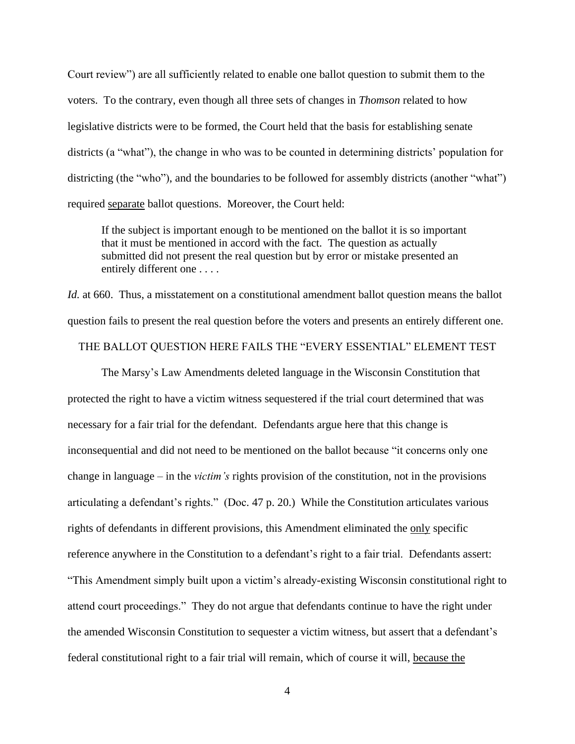Court review") are all sufficiently related to enable one ballot question to submit them to the voters. To the contrary, even though all three sets of changes in *Thomson* related to how legislative districts were to be formed, the Court held that the basis for establishing senate districts (a "what"), the change in who was to be counted in determining districts' population for districting (the "who"), and the boundaries to be followed for assembly districts (another "what") required <u>separate</u> ballot questions. Moreover, the Court held:

> If the subject is important enough to be mentioned on the ballot it is so important that it must be mentioned in accord with the fact. The question as actually submitted did not present the real question but by error or mistake presented an entirely different one . . . .

*Id.* at 660. Thus, a misstatement on a constitutional amendment ballot question means the ballot question fails to present the real question before the voters and presents an entirely different one.

## THE BALLOT QUESTION HERE FAILS THE "EVERY ESSENTIAL" ELEMENT TEST

The Marsy's Law Amendments deleted language in the Wisconsin Constitution that protected the right to have a victim witness sequestered if the trial court determined that was necessary for a fair trial for the defendant. Defendants argue here that this change is inconsequential and did not need to be mentioned on the ballot because "it concerns only one change in language – in the *victim's* rights provision of the constitution, not in the provisions articulating a defendant's rights." (Doc. 47 p. 20.) While the Constitution articulates various rights of defendants in different provisions, this Amendment eliminated the <u>only</u> specific reference anywhere in the Constitution to a defendant's right to a fair trial. Defendants assert: "This Amendment simply built upon a victim's already-existing Wisconsin constitutional right to attend court proceedings." They do not argue that defendants continue to have the right under the amended Wisconsin Constitution to sequester a victim witness, but assert that a defendant's federal constitutional right to a fair trial will remain, which of course it will, <u>because the</u>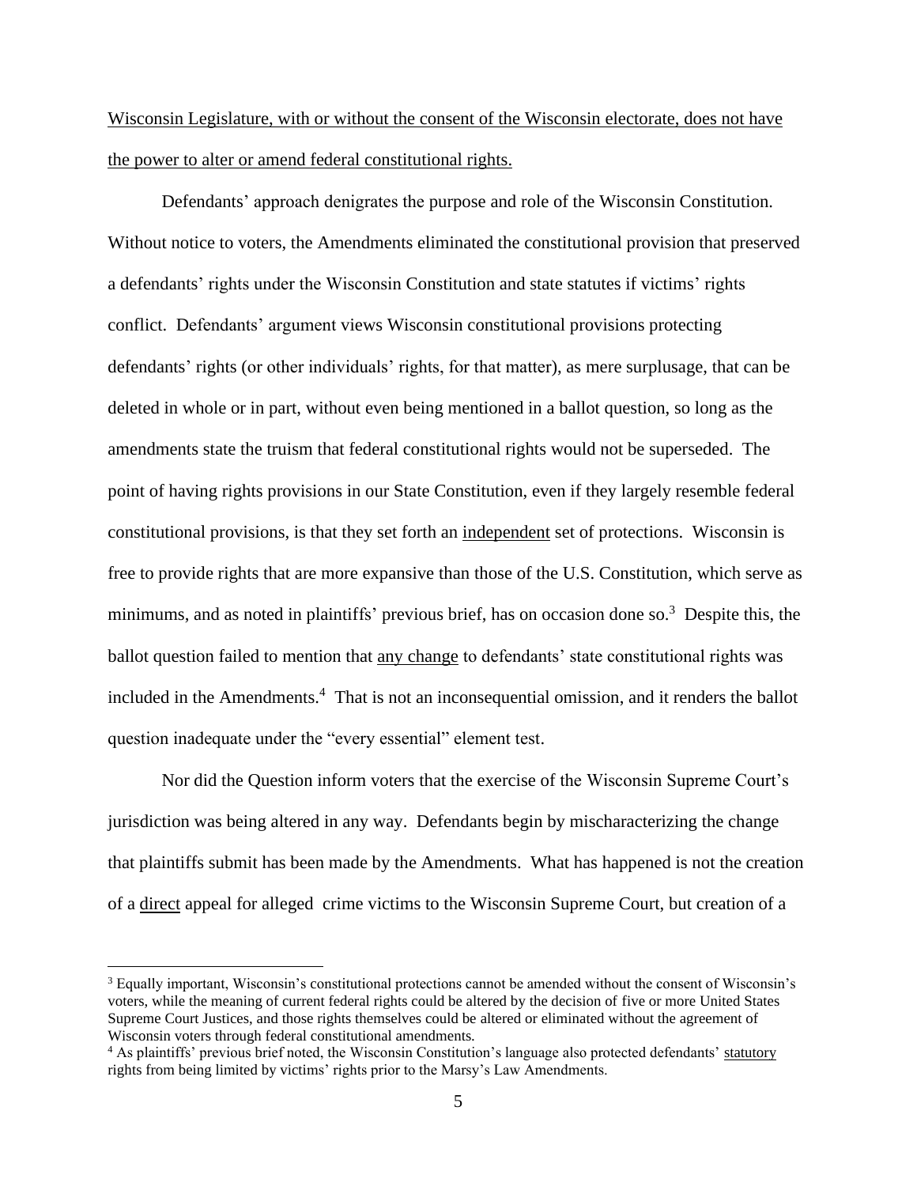Wisconsin Legislature, with or without the consent of the Wisconsin electorate, does not have the power to alter or amend federal constitutional rights.

Defendants' approach denigrates the purpose and role of the Wisconsin Constitution. Without notice to voters, the Amendments eliminated the constitutional provision that preserved a defendants' rights under the Wisconsin Constitution and state statutes if victims' rights conflict. Defendants' argument views Wisconsin constitutional provisions protecting defendants' rights (or other individuals' rights, for that matter), as mere surplusage, that can be deleted in whole or in part, without even being mentioned in a ballot question, so long as the amendments state the truism that federal constitutional rights would not be superseded. The point of having rights provisions in our State Constitution, even if they largely resemble federal constitutional provisions, is that they set forth an independent set of protections. Wisconsin is free to provide rights that are more expansive than those of the U.S. Constitution, which serve as minimums, and as noted in plaintiffs' previous brief, has on occasion done so.[3] Despite this, the ballot question failed to mention that any change to defendants' state constitutional rights was included in the Amendments.[4] That is not an inconsequential omission, and it renders the ballot question inadequate under the "every essential" element test.

Nor did the Question inform voters that the exercise of the Wisconsin Supreme Court's jurisdiction was being altered in any way. Defendants begin by mischaracterizing the change that plaintiffs submit has been made by the Amendments. What has happened is not the creation of a direct appeal for alleged crime victims to the Wisconsin Supreme Court, but creation of a

---

[3] Equally important, Wisconsin's constitutional protections cannot be amended without the consent of Wisconsin's voters, while the meaning of current federal rights could be altered by the decision of five or more United States Supreme Court Justices, and those rights themselves could be altered or eliminated without the agreement of Wisconsin voters through federal constitutional amendments.

[4] As plaintiffs' previous brief noted, the Wisconsin Constitution's language also protected defendants' statutory rights from being limited by victims' rights prior to the Marsy's Law Amendments.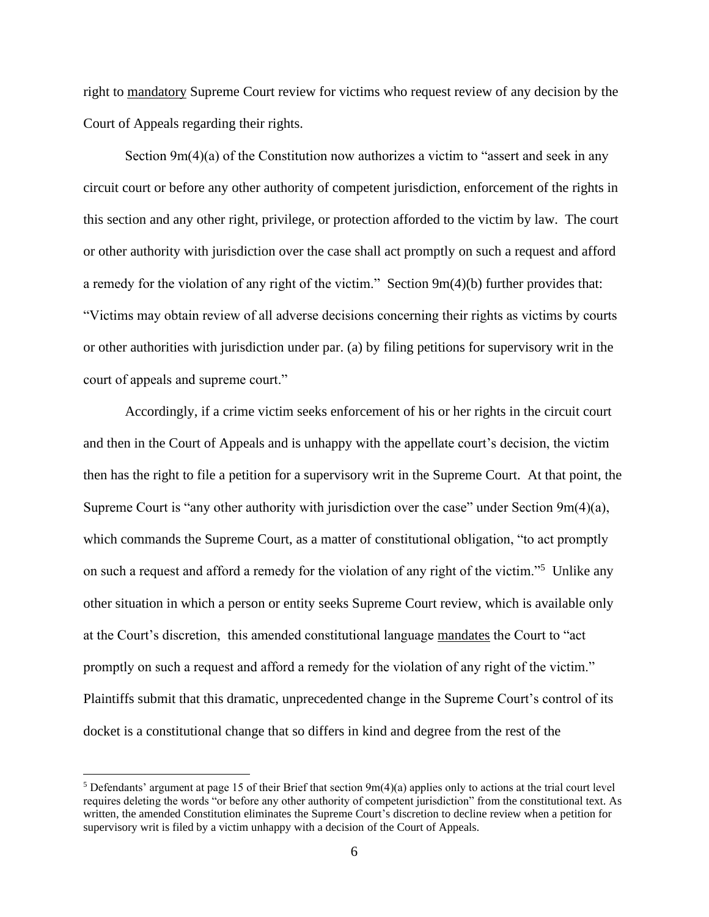right to <u>mandatory</u> Supreme Court review for victims who request review of any decision by the Court of Appeals regarding their rights.

Section 9m(4)(a) of the Constitution now authorizes a victim to "assert and seek in any circuit court or before any other authority of competent jurisdiction, enforcement of the rights in this section and any other right, privilege, or protection afforded to the victim by law. The court or other authority with jurisdiction over the case shall act promptly on such a request and afford a remedy for the violation of any right of the victim." Section 9m(4)(b) further provides that: "Victims may obtain review of all adverse decisions concerning their rights as victims by courts or other authorities with jurisdiction under par. (a) by filing petitions for supervisory writ in the court of appeals and supreme court."

Accordingly, if a crime victim seeks enforcement of his or her rights in the circuit court and then in the Court of Appeals and is unhappy with the appellate court's decision, the victim then has the right to file a petition for a supervisory writ in the Supreme Court. At that point, the Supreme Court is "any other authority with jurisdiction over the case" under Section 9m(4)(a), which commands the Supreme Court, as a matter of constitutional obligation, "to act promptly on such a request and afford a remedy for the violation of any right of the victim."[5] Unlike any other situation in which a person or entity seeks Supreme Court review, which is available only at the Court's discretion, this amended constitutional language <u>mandates</u> the Court to "act promptly on such a request and afford a remedy for the violation of any right of the victim." Plaintiffs submit that this dramatic, unprecedented change in the Supreme Court's control of its docket is a constitutional change that so differs in kind and degree from the rest of the

[5] Defendants' argument at page 15 of their Brief that section 9m(4)(a) applies only to actions at the trial court level requires deleting the words "or before any other authority of competent jurisdiction" from the constitutional text. As written, the amended Constitution eliminates the Supreme Court's discretion to decline review when a petition for supervisory writ is filed by a victim unhappy with a decision of the Court of Appeals.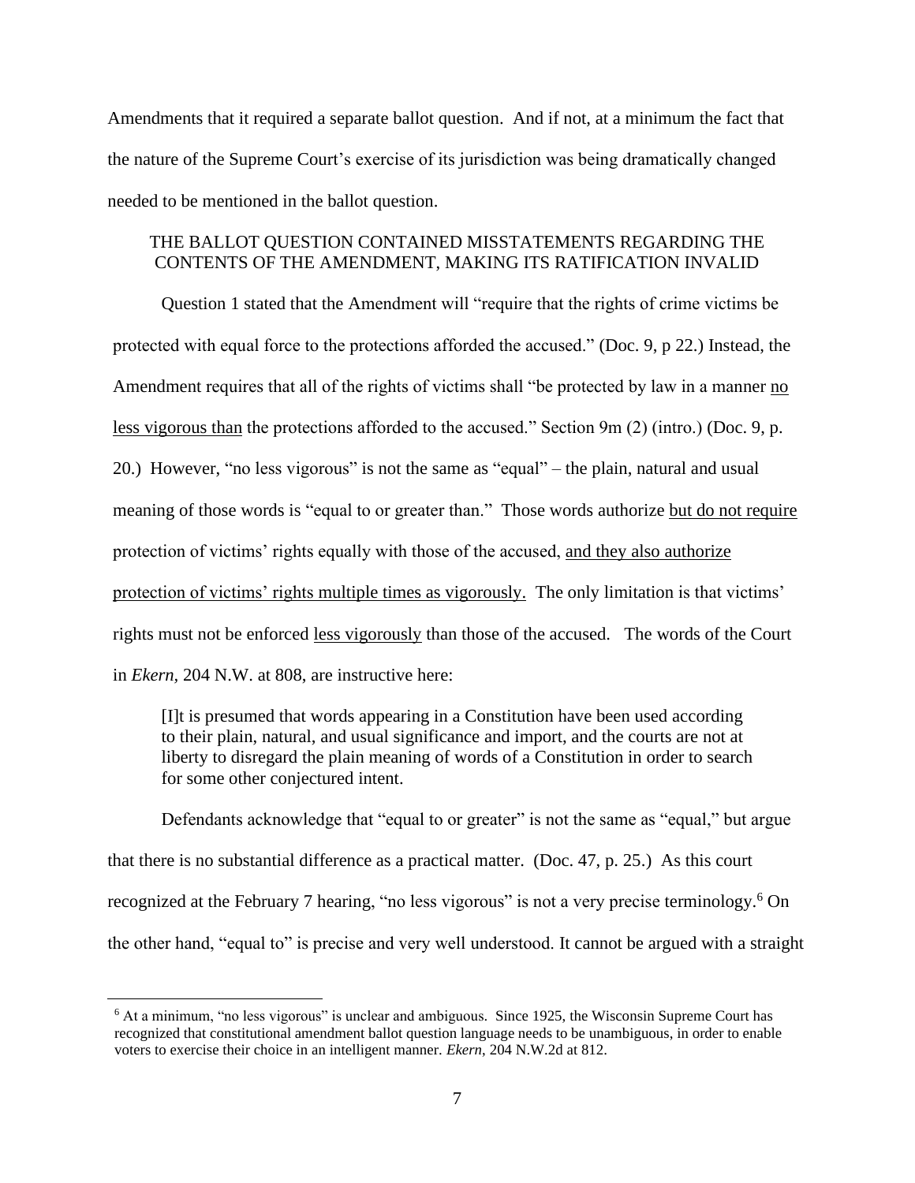Amendments that it required a separate ballot question. And if not, at a minimum the fact that the nature of the Supreme Court's exercise of its jurisdiction was being dramatically changed needed to be mentioned in the ballot question.

## THE BALLOT QUESTION CONTAINED MISSTATEMENTS REGARDING THE CONTENTS OF THE AMENDMENT, MAKING ITS RATIFICATION INVALID

Question 1 stated that the Amendment will "require that the rights of crime victims be protected with equal force to the protections afforded the accused." (Doc. 9, p 22.) Instead, the Amendment requires that all of the rights of victims shall "be protected by law in a manner <u>no less vigorous than</u> the protections afforded to the accused." Section 9m (2) (intro.) (Doc. 9, p. 20.) However, "no less vigorous" is not the same as "equal" – the plain, natural and usual meaning of those words is "equal to or greater than." Those words authorize <u>but do not require</u> protection of victims' rights equally with those of the accused, <u>and they also authorize protection of victims' rights multiple times as vigorously.</u> The only limitation is that victims' rights must not be enforced <u>less vigorously</u> than those of the accused. The words of the Court in *Ekern,* 204 N.W. at 808, are instructive here:

> [I]t is presumed that words appearing in a Constitution have been used according to their plain, natural, and usual significance and import, and the courts are not at liberty to disregard the plain meaning of words of a Constitution in order to search for some other conjectured intent.

Defendants acknowledge that "equal to or greater" is not the same as "equal," but argue that there is no substantial difference as a practical matter. (Doc. 47, p. 25.) As this court recognized at the February 7 hearing, "no less vigorous" is not a very precise terminology.[6] On the other hand, "equal to" is precise and very well understood. It cannot be argued with a straight

[6] At a minimum, "no less vigorous" is unclear and ambiguous. Since 1925, the Wisconsin Supreme Court has recognized that constitutional amendment ballot question language needs to be unambiguous, in order to enable voters to exercise their choice in an intelligent manner. *Ekern*, 204 N.W.2d at 812.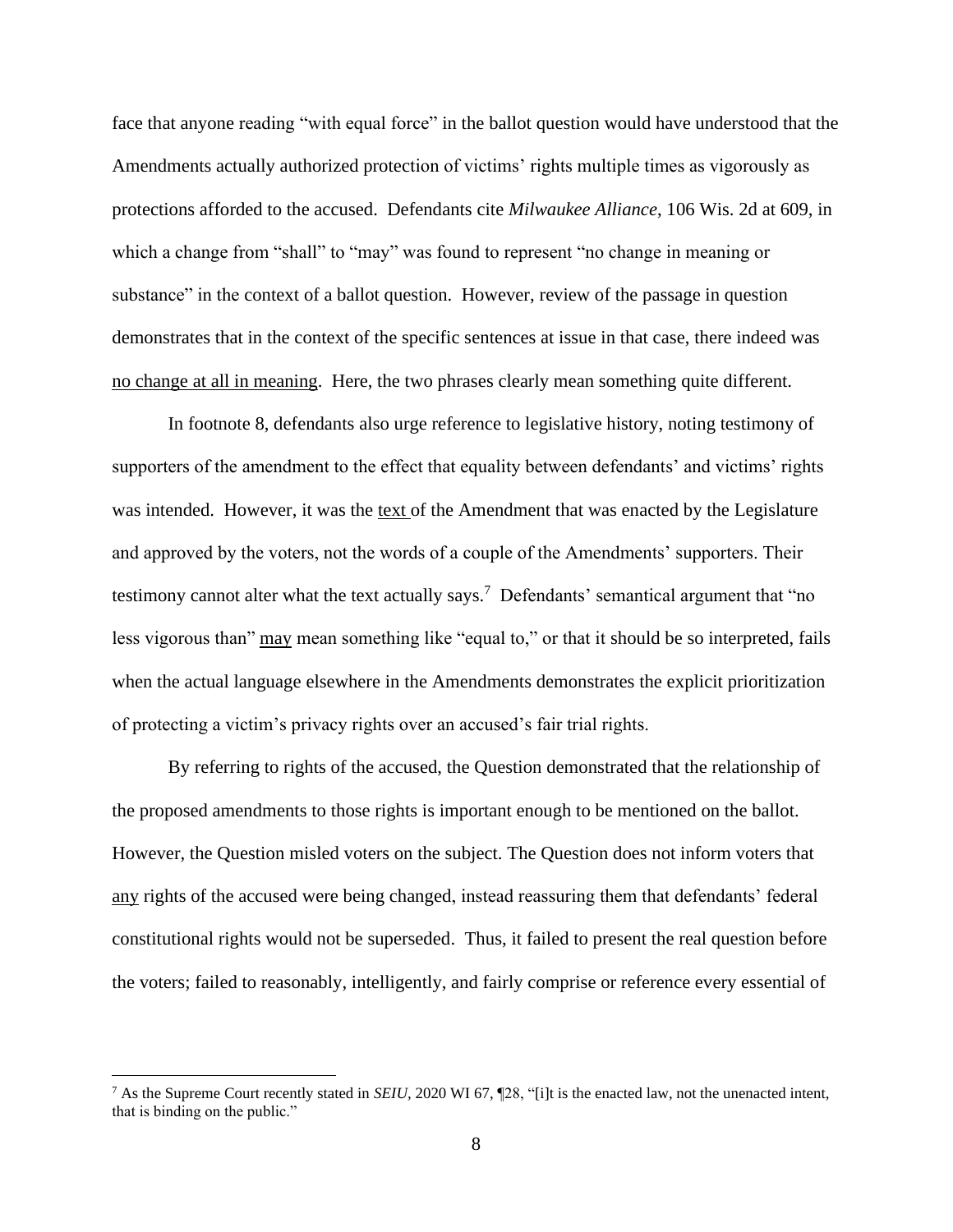face that anyone reading "with equal force" in the ballot question would have understood that the Amendments actually authorized protection of victims' rights multiple times as vigorously as protections afforded to the accused. Defendants cite *Milwaukee Alliance*, 106 Wis. 2d at 609, in which a change from "shall" to "may" was found to represent "no change in meaning or substance" in the context of a ballot question. However, review of the passage in question demonstrates that in the context of the specific sentences at issue in that case, there indeed was <u>no change at all in meaning</u>. Here, the two phrases clearly mean something quite different.

In footnote 8, defendants also urge reference to legislative history, noting testimony of supporters of the amendment to the effect that equality between defendants' and victims' rights was intended. However, it was the <u>text</u> of the Amendment that was enacted by the Legislature and approved by the voters, not the words of a couple of the Amendments' supporters. Their testimony cannot alter what the text actually says.[7] Defendants' semantical argument that "no less vigorous than" <u>may</u> mean something like "equal to," or that it should be so interpreted, fails when the actual language elsewhere in the Amendments demonstrates the explicit prioritization of protecting a victim's privacy rights over an accused's fair trial rights.

By referring to rights of the accused, the Question demonstrated that the relationship of the proposed amendments to those rights is important enough to be mentioned on the ballot. However, the Question misled voters on the subject. The Question does not inform voters that <u>any</u> rights of the accused were being changed, instead reassuring them that defendants' federal constitutional rights would not be superseded. Thus, it failed to present the real question before the voters; failed to reasonably, intelligently, and fairly comprise or reference every essential of

---

[7] As the Supreme Court recently stated in *SEIU*, 2020 WI 67, ¶28, "[i]t is the enacted law, not the unenacted intent, that is binding on the public."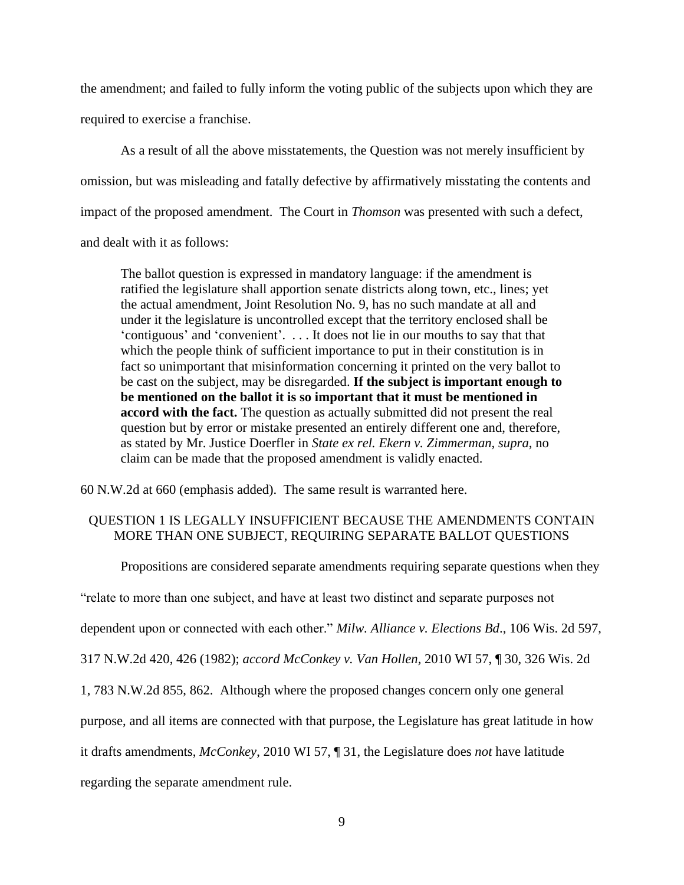the amendment; and failed to fully inform the voting public of the subjects upon which they are required to exercise a franchise.

As a result of all the above misstatements, the Question was not merely insufficient by omission, but was misleading and fatally defective by affirmatively misstating the contents and impact of the proposed amendment. The Court in *Thomson* was presented with such a defect, and dealt with it as follows:

> The ballot question is expressed in mandatory language: if the amendment is ratified the legislature shall apportion senate districts along town, etc., lines; yet the actual amendment, Joint Resolution No. 9, has no such mandate at all and under it the legislature is uncontrolled except that the territory enclosed shall be 'contiguous' and 'convenient'. . . . It does not lie in our mouths to say that that which the people think of sufficient importance to put in their constitution is in fact so unimportant that misinformation concerning it printed on the very ballot to be cast on the subject, may be disregarded. **If the subject is important enough to be mentioned on the ballot it is so important that it must be mentioned in accord with the fact.** The question as actually submitted did not present the real question but by error or mistake presented an entirely different one and, therefore, as stated by Mr. Justice Doerfler in *State ex rel. Ekern v. Zimmerman, supra*, no claim can be made that the proposed amendment is validly enacted.

60 N.W.2d at 660 (emphasis added). The same result is warranted here.

## QUESTION 1 IS LEGALLY INSUFFICIENT BECAUSE THE AMENDMENTS CONTAIN MORE THAN ONE SUBJECT, REQUIRING SEPARATE BALLOT QUESTIONS

Propositions are considered separate amendments requiring separate questions when they "relate to more than one subject, and have at least two distinct and separate purposes not dependent upon or connected with each other." *Milw. Alliance v. Elections Bd*., 106 Wis. 2d 597, 317 N.W.2d 420, 426 (1982); *accord McConkey v. Van Hollen*, 2010 WI 57, ¶ 30, 326 Wis. 2d 1, 783 N.W.2d 855, 862. Although where the proposed changes concern only one general purpose, and all items are connected with that purpose, the Legislature has great latitude in how it drafts amendments, *McConkey*, 2010 WI 57, ¶ 31, the Legislature does *not* have latitude regarding the separate amendment rule.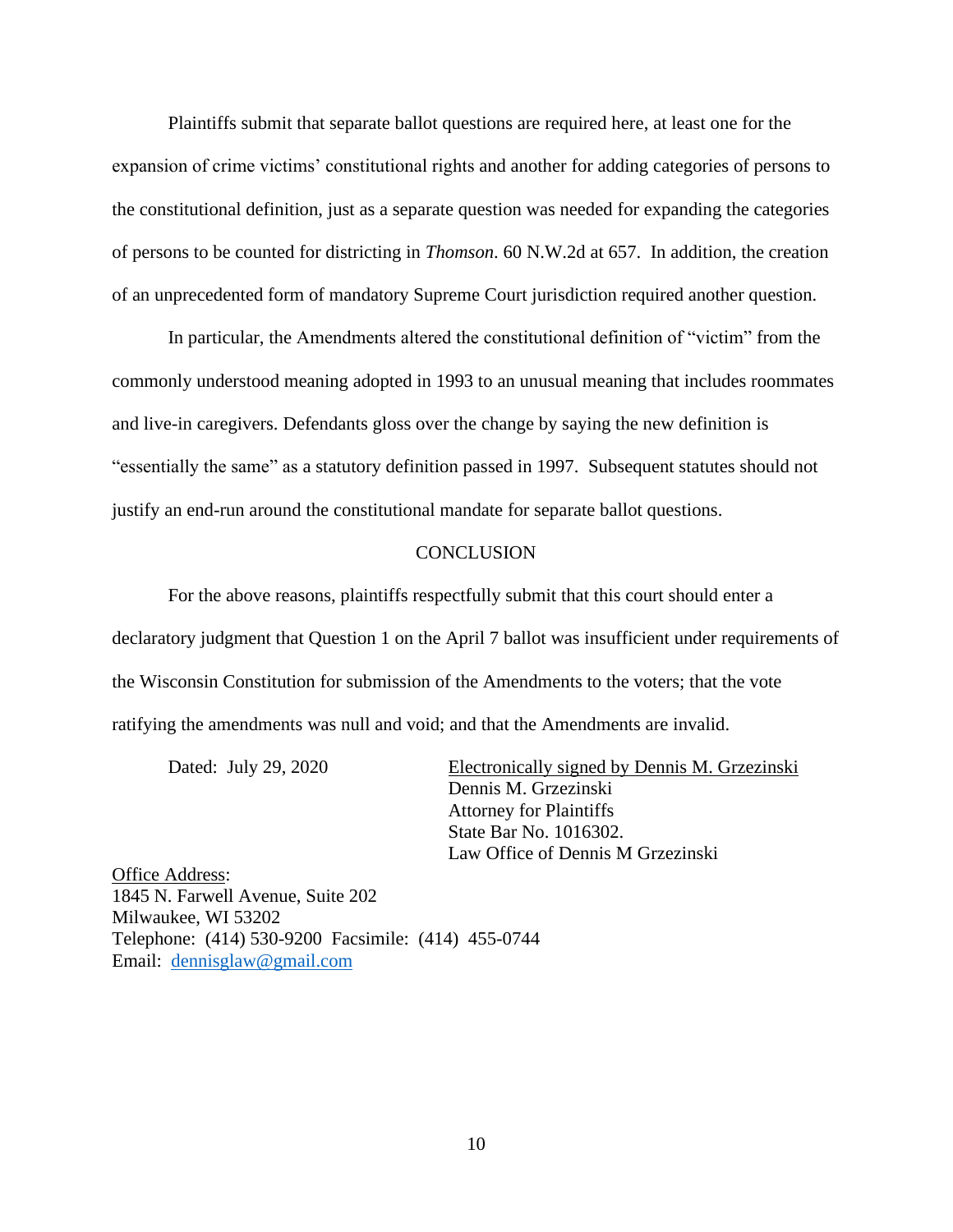Plaintiffs submit that separate ballot questions are required here, at least one for the expansion of crime victims' constitutional rights and another for adding categories of persons to the constitutional definition, just as a separate question was needed for expanding the categories of persons to be counted for districting in *Thomson*. 60 N.W.2d at 657. In addition, the creation of an unprecedented form of mandatory Supreme Court jurisdiction required another question.

In particular, the Amendments altered the constitutional definition of "victim" from the commonly understood meaning adopted in 1993 to an unusual meaning that includes roommates and live-in caregivers. Defendants gloss over the change by saying the new definition is "essentially the same" as a statutory definition passed in 1997. Subsequent statutes should not justify an end-run around the constitutional mandate for separate ballot questions.

## CONCLUSION

For the above reasons, plaintiffs respectfully submit that this court should enter a declaratory judgment that Question 1 on the April 7 ballot was insufficient under requirements of the Wisconsin Constitution for submission of the Amendments to the voters; that the vote ratifying the amendments was null and void; and that the Amendments are invalid.

Dated: July 29, 2020

Electronically signed by Dennis M. Grzezinski
Dennis M. Grzezinski
Attorney for Plaintiffs
State Bar No. 1016302.
Law Office of Dennis M Grzezinski

Office Address:
1845 N. Farwell Avenue, Suite 202
Milwaukee, WI 53202
Telephone: (414) 530-9200 Facsimile: (414) 455-0744
Email: dennisglaw@gmail.com